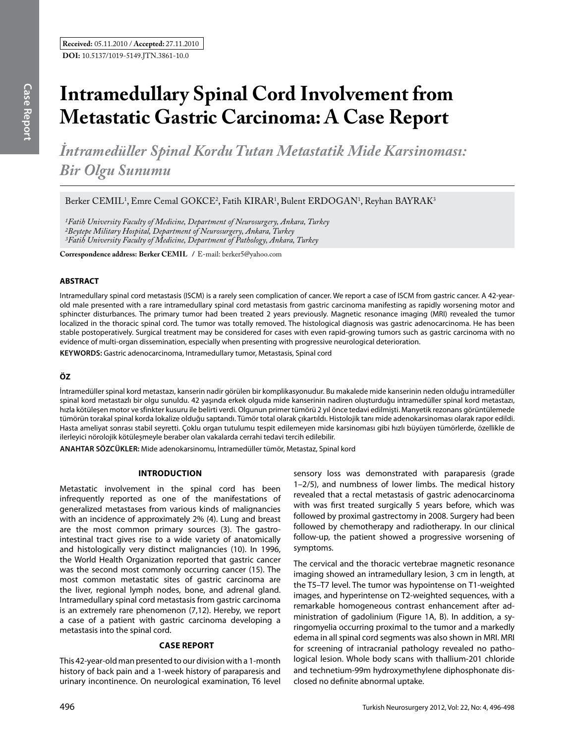**Received:** 05.11.2010 / **Accepted:** 27.11.2010

**DOI:** 10.5137/1019-5149.JTN.3861-10.0

# Intramedullary Spinal Cord Involvement from Metastatic Gastric Carcinoma: A Case Report

## *İntramedüller Spinal Kordu Tutan Metastatik Mide Karsinoması: Bir Olgu Sunumu*

Berker CEMIL[1], Emre Cemal GOKCE[2], Fatih KIRAR[1], Bulent ERDOGAN[1], Reyhan BAYRAK[3]

*[1]Fatih University Faculty of Medicine, Department of Neurosurgery, Ankara, Turkey*
*[2]Beytepe Military Hospital, Department of Neurosurgery, Ankara, Turkey*
*[3]Fatih University Faculty of Medicine, Department of Pathology, Ankara, Turkey*

**Correspondence address: Berker CEMIL /** E-mail: berker5@yahoo.com

### ABSTRACT

Intramedullary spinal cord metastasis (ISCM) is a rarely seen complication of cancer. We report a case of ISCM from gastric cancer. A 42-year-old male presented with a rare intramedullary spinal cord metastasis from gastric carcinoma manifesting as rapidly worsening motor and sphincter disturbances. The primary tumor had been treated 2 years previously. Magnetic resonance imaging (MRI) revealed the tumor localized in the thoracic spinal cord. The tumor was totally removed. The histological diagnosis was gastric adenocarcinoma. He has been stable postoperatively. Surgical treatment may be considered for cases with even rapid-growing tumors such as gastric carcinoma with no evidence of multi-organ dissemination, especially when presenting with progressive neurological deterioration.

**KEYWORDS:** Gastric adenocarcinoma, Intramedullary tumor, Metastasis, Spinal cord

### ÖZ

İntramedüller spinal kord metastazı, kanserin nadir görülen bir komplikasyonudur. Bu makalede mide kanserinin neden olduğu intramedüller spinal kord metastazlı bir olgu sunuldu. 42 yaşında erkek olguda mide kanserinin nadiren oluşturduğu intramedüller spinal kord metastazı, hızla kötüleşen motor ve sfinkter kusuru ile belirti verdi. Olgunun primer tümörü 2 yıl önce tedavi edilmişti. Manyetik rezonans görüntülemede tümörün torakal spinal korda lokalize olduğu saptandı. Tümör total olarak çıkartıldı. Histolojik tanı mide adenokarsinoması olarak rapor edildi. Hasta ameliyat sonrası stabil seyretti. Çoklu organ tutulumu tespit edilemeyen mide karsinoması gibi hızlı büyüyen tümörlerde, özellikle de ilerleyici nörolojik kötüleşmeyle beraber olan vakalarda cerrahi tedavi tercih edilebilir.

**ANAHTAR SÖZCÜKLER:** Mide adenokarsinomu, İntramedüller tümör, Metastaz, Spinal kord

### INTRODUCTION

Metastatic involvement in the spinal cord has been infrequently reported as one of the manifestations of generalized metastases from various kinds of malignancies with an incidence of approximately 2% (4). Lung and breast are the most common primary sources (3). The gastrointestinal tract gives rise to a wide variety of anatomically and histologically very distinct malignancies (10). In 1996, the World Health Organization reported that gastric cancer was the second most commonly occurring cancer (15). The most common metastatic sites of gastric carcinoma are the liver, regional lymph nodes, bone, and adrenal gland. Intramedullary spinal cord metastasis from gastric carcinoma is an extremely rare phenomenon (7,12). Hereby, we report a case of a patient with gastric carcinoma developing a metastasis into the spinal cord.

### CASE REPORT

This 42-year-old man presented to our division with a 1-month history of back pain and a 1-week history of paraparesis and urinary incontinence. On neurological examination, T6 level sensory loss was demonstrated with paraparesis (grade 1–2/5), and numbness of lower limbs. The medical history revealed that a rectal metastasis of gastric adenocarcinoma with was first treated surgically 5 years before, which was followed by proximal gastrectomy in 2008. Surgery had been followed by chemotherapy and radiotherapy. In our clinical follow-up, the patient showed a progressive worsening of symptoms.

The cervical and the thoracic vertebrae magnetic resonance imaging showed an intramedullary lesion, 3 cm in length, at the T5–T7 level. The tumor was hypointense on T1-weighted images, and hyperintense on T2-weighted sequences, with a remarkable homogeneous contrast enhancement after administration of gadolinium (Figure 1A, B). In addition, a syringomyelia occurring proximal to the tumor and a markedly edema in all spinal cord segments was also shown in MRI. MRI for screening of intracranial pathology revealed no pathological lesion. Whole body scans with thallium-201 chloride and technetium-99m hydroxymethylene diphosphonate disclosed no definite abnormal uptake.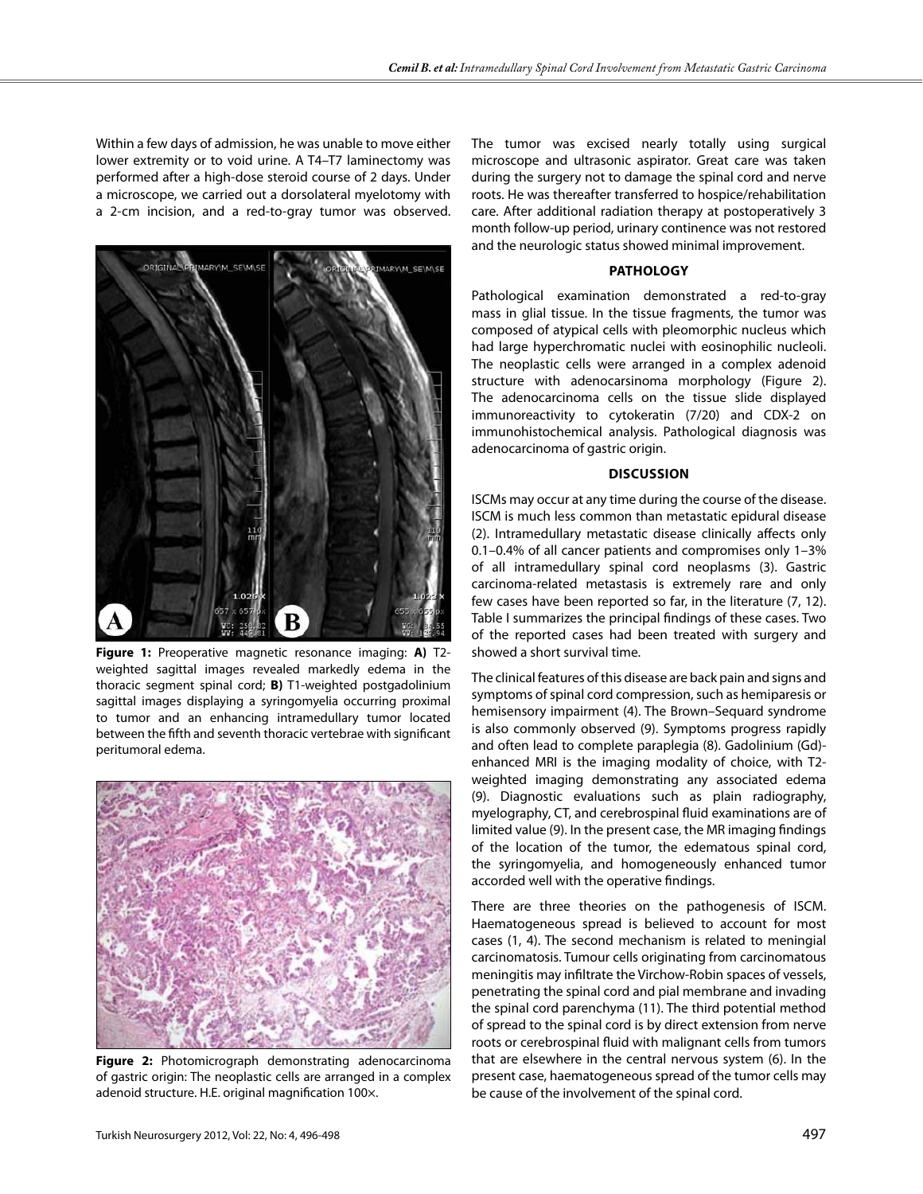Within a few days of admission, he was unable to move either lower extremity or to void urine. A T4–T7 laminectomy was performed after a high-dose steroid course of 2 days. Under a microscope, we carried out a dorsolateral myelotomy with a 2-cm incision, and a red-to-gray tumor was observed.

**Figure 1:** Preoperative magnetic resonance imaging: **A)** T2-weighted sagittal images revealed markedly edema in the thoracic segment spinal cord; **B)** T1-weighted postgadolinium sagittal images displaying a syringomyelia occurring proximal to tumor and an enhancing intramedullary tumor located between the fifth and seventh thoracic vertebrae with significant peritumoral edema.

**Figure 2:** Photomicrograph demonstrating adenocarcinoma of gastric origin: The neoplastic cells are arranged in a complex adenoid structure. H.E. original magnification 100×.

The tumor was excised nearly totally using surgical microscope and ultrasonic aspirator. Great care was taken during the surgery not to damage the spinal cord and nerve roots. He was thereafter transferred to hospice/rehabilitation care. After additional radiation therapy at postoperatively 3 month follow-up period, urinary continence was not restored and the neurologic status showed minimal improvement.

## PATHOLOGY

Pathological examination demonstrated a red-to-gray mass in glial tissue. In the tissue fragments, the tumor was composed of atypical cells with pleomorphic nucleus which had large hyperchromatic nuclei with eosinophilic nucleoli. The neoplastic cells were arranged in a complex adenoid structure with adenocarsinoma morphology (Figure 2). The adenocarcinoma cells on the tissue slide displayed immunoreactivity to cytokeratin (7/20) and CDX-2 on immunohistochemical analysis. Pathological diagnosis was adenocarcinoma of gastric origin.

## DISCUSSION

ISCMs may occur at any time during the course of the disease. ISCM is much less common than metastatic epidural disease (2). Intramedullary metastatic disease clinically affects only 0.1–0.4% of all cancer patients and compromises only 1–3% of all intramedullary spinal cord neoplasms (3). Gastric carcinoma-related metastasis is extremely rare and only few cases have been reported so far, in the literature (7, 12). Table I summarizes the principal findings of these cases. Two of the reported cases had been treated with surgery and showed a short survival time.

The clinical features of this disease are back pain and signs and symptoms of spinal cord compression, such as hemiparesis or hemisensory impairment (4). The Brown–Sequard syndrome is also commonly observed (9). Symptoms progress rapidly and often lead to complete paraplegia (8). Gadolinium (Gd)-enhanced MRI is the imaging modality of choice, with T2-weighted imaging demonstrating any associated edema (9). Diagnostic evaluations such as plain radiography, myelography, CT, and cerebrospinal fluid examinations are of limited value (9). In the present case, the MR imaging findings of the location of the tumor, the edematous spinal cord, the syringomyelia, and homogeneously enhanced tumor accorded well with the operative findings.

There are three theories on the pathogenesis of ISCM. Haematogeneous spread is believed to account for most cases (1, 4). The second mechanism is related to meningial carcinomatosis. Tumour cells originating from carcinomatous meningitis may infiltrate the Virchow-Robin spaces of vessels, penetrating the spinal cord and pial membrane and invading the spinal cord parenchyma (11). The third potential method of spread to the spinal cord is by direct extension from nerve roots or cerebrospinal fluid with malignant cells from tumors that are elsewhere in the central nervous system (6). In the present case, haematogeneous spread of the tumor cells may be cause of the involvement of the spinal cord.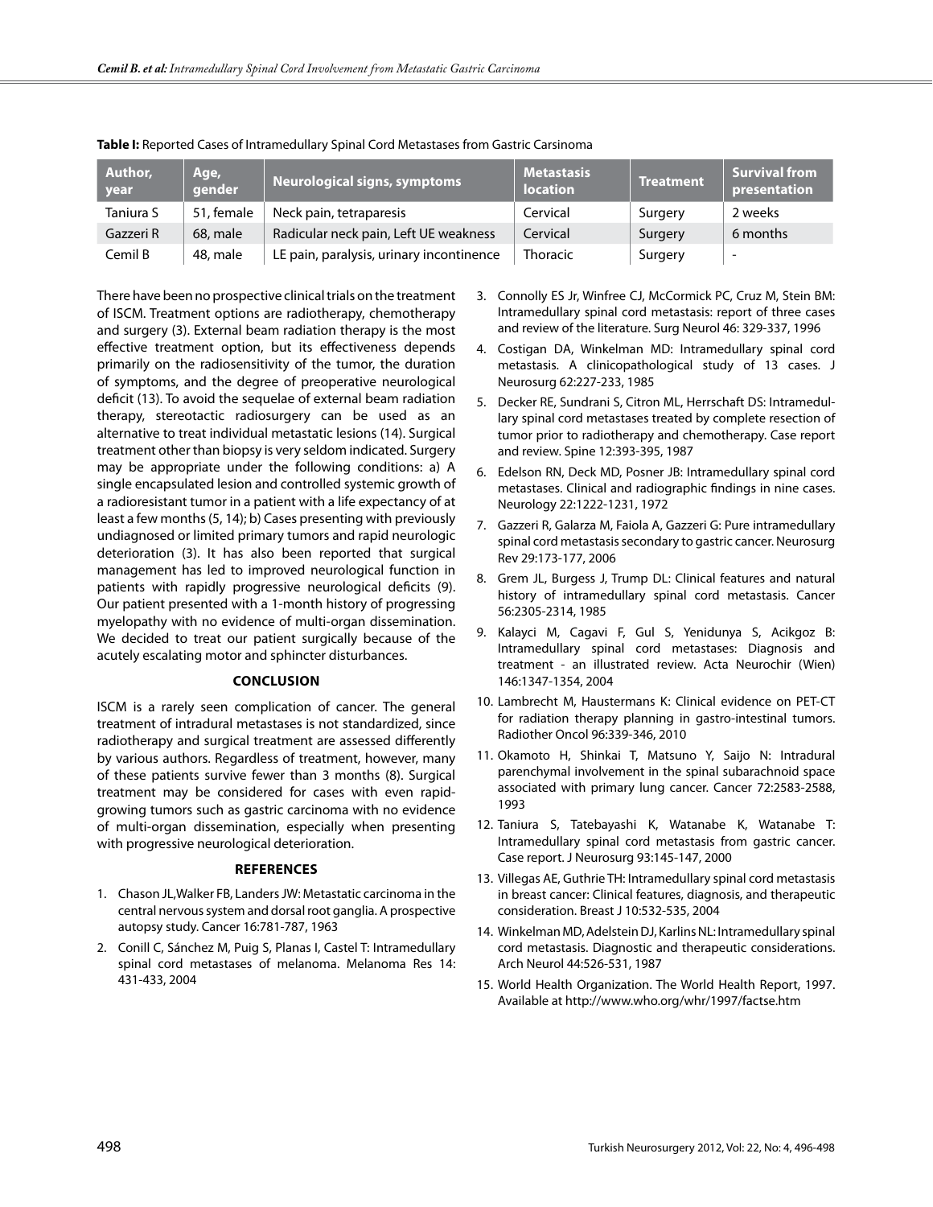**Table I:** Reported Cases of Intramedullary Spinal Cord Metastases from Gastric Carsinoma

| Author, year | Age, gender | Neurological signs, symptoms | Metastasis location | Treatment | Survival from presentation |
|---|---|---|---|---|---|
| Taniura S | 51, female | Neck pain, tetraparesis | Cervical | Surgery | 2 weeks |
| Gazzeri R | 68, male | Radicular neck pain, Left UE weakness | Cervical | Surgery | 6 months |
| Cemil B | 48, male | LE pain, paralysis, urinary incontinence | Thoracic | Surgery | - |

There have been no prospective clinical trials on the treatment of ISCM. Treatment options are radiotherapy, chemotherapy and surgery (3). External beam radiation therapy is the most effective treatment option, but its effectiveness depends primarily on the radiosensitivity of the tumor, the duration of symptoms, and the degree of preoperative neurological deficit (13). To avoid the sequelae of external beam radiation therapy, stereotactic radiosurgery can be used as an alternative to treat individual metastatic lesions (14). Surgical treatment other than biopsy is very seldom indicated. Surgery may be appropriate under the following conditions: a) A single encapsulated lesion and controlled systemic growth of a radioresistant tumor in a patient with a life expectancy of at least a few months (5, 14); b) Cases presenting with previously undiagnosed or limited primary tumors and rapid neurologic deterioration (3). It has also been reported that surgical management has led to improved neurological function in patients with rapidly progressive neurological deficits (9). Our patient presented with a 1-month history of progressing myelopathy with no evidence of multi-organ dissemination. We decided to treat our patient surgically because of the acutely escalating motor and sphincter disturbances.

## CONCLUSION

ISCM is a rarely seen complication of cancer. The general treatment of intradural metastases is not standardized, since radiotherapy and surgical treatment are assessed differently by various authors. Regardless of treatment, however, many of these patients survive fewer than 3 months (8). Surgical treatment may be considered for cases with even rapid-growing tumors such as gastric carcinoma with no evidence of multi-organ dissemination, especially when presenting with progressive neurological deterioration.

## REFERENCES

1. Chason JL, Walker FB, Landers JW: Metastatic carcinoma in the central nervous system and dorsal root ganglia. A prospective autopsy study. Cancer 16:781-787, 1963
2. Conill C, Sánchez M, Puig S, Planas I, Castel T: Intramedullary spinal cord metastases of melanoma. Melanoma Res 14: 431-433, 2004
3. Connolly ES Jr, Winfree CJ, McCormick PC, Cruz M, Stein BM: Intramedullary spinal cord metastasis: report of three cases and review of the literature. Surg Neurol 46: 329-337, 1996
4. Costigan DA, Winkelman MD: Intramedullary spinal cord metastasis. A clinicopathological study of 13 cases. J Neurosurg 62:227-233, 1985
5. Decker RE, Sundrani S, Citron ML, Herrschaft DS: Intramedullary spinal cord metastases treated by complete resection of tumor prior to radiotherapy and chemotherapy. Case report and review. Spine 12:393-395, 1987
6. Edelson RN, Deck MD, Posner JB: Intramedullary spinal cord metastases. Clinical and radiographic findings in nine cases. Neurology 22:1222-1231, 1972
7. Gazzeri R, Galarza M, Faiola A, Gazzeri G: Pure intramedullary spinal cord metastasis secondary to gastric cancer. Neurosurg Rev 29:173-177, 2006
8. Grem JL, Burgess J, Trump DL: Clinical features and natural history of intramedullary spinal cord metastasis. Cancer 56:2305-2314, 1985
9. Kalayci M, Cagavi F, Gul S, Yenidunya S, Acikgoz B: Intramedullary spinal cord metastases: Diagnosis and treatment - an illustrated review. Acta Neurochir (Wien) 146:1347-1354, 2004
10. Lambrecht M, Haustermans K: Clinical evidence on PET-CT for radiation therapy planning in gastro-intestinal tumors. Radiother Oncol 96:339-346, 2010
11. Okamoto H, Shinkai T, Matsuno Y, Saijo N: Intradural parenchymal involvement in the spinal subarachnoid space associated with primary lung cancer. Cancer 72:2583-2588, 1993
12. Taniura S, Tatebayashi K, Watanabe K, Watanabe T: Intramedullary spinal cord metastasis from gastric cancer. Case report. J Neurosurg 93:145-147, 2000
13. Villegas AE, Guthrie TH: Intramedullary spinal cord metastasis in breast cancer: Clinical features, diagnosis, and therapeutic consideration. Breast J 10:532-535, 2004
14. Winkelman MD, Adelstein DJ, Karlins NL: Intramedullary spinal cord metastasis. Diagnostic and therapeutic considerations. Arch Neurol 44:526-531, 1987
15. World Health Organization. The World Health Report, 1997. Available at http://www.who.org/whr/1997/factse.htm